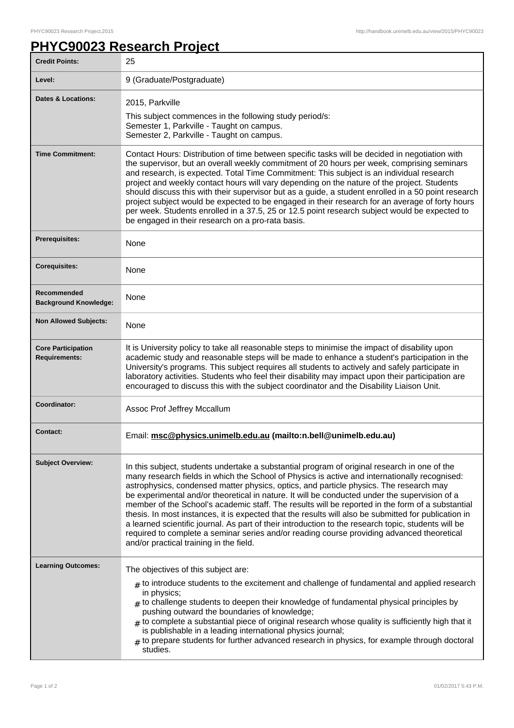# PHYC90023 Research Project

| | |
|---|---|
| **Credit Points:** | 25 |
| **Level:** | 9 (Graduate/Postgraduate) |
| **Dates & Locations:** | 2015, Parkville<br>This subject commences in the following study period/s:<br>Semester 1, Parkville - Taught on campus.<br>Semester 2, Parkville - Taught on campus. |
| **Time Commitment:** | Contact Hours: Distribution of time between specific tasks will be decided in negotiation with the supervisor, but an overall weekly commitment of 20 hours per week, comprising seminars and research, is expected. Total Time Commitment: This subject is an individual research project and weekly contact hours will vary depending on the nature of the project. Students should discuss this with their supervisor but as a guide, a student enrolled in a 50 point research project subject would be expected to be engaged in their research for an average of forty hours per week. Students enrolled in a 37.5, 25 or 12.5 point research subject would be expected to be engaged in their research on a pro-rata basis. |
| **Prerequisites:** | None |
| **Corequisites:** | None |
| **Recommended Background Knowledge:** | None |
| **Non Allowed Subjects:** | None |
| **Core Participation Requirements:** | It is University policy to take all reasonable steps to minimise the impact of disability upon academic study and reasonable steps will be made to enhance a student's participation in the University's programs. This subject requires all students to actively and safely participate in laboratory activities. Students who feel their disability may impact upon their participation are encouraged to discuss this with the subject coordinator and the Disability Liaison Unit. |
| **Coordinator:** | Assoc Prof Jeffrey Mccallum |
| **Contact:** | Email: **msc@physics.unimelb.edu.au (mailto:n.bell@unimelb.edu.au)** |
| **Subject Overview:** | In this subject, students undertake a substantial program of original research in one of the many research fields in which the School of Physics is active and internationally recognised: astrophysics, condensed matter physics, optics, and particle physics. The research may be experimental and/or theoretical in nature. It will be conducted under the supervision of a member of the School's academic staff. The results will be reported in the form of a substantial thesis. In most instances, it is expected that the results will also be submitted for publication in a learned scientific journal. As part of their introduction to the research topic, students will be required to complete a seminar series and/or reading course providing advanced theoretical and/or practical training in the field. |
| **Learning Outcomes:** | The objectives of this subject are:<br># to introduce students to the excitement and challenge of fundamental and applied research in physics;<br># to challenge students to deepen their knowledge of fundamental physical principles by pushing outward the boundaries of knowledge;<br># to complete a substantial piece of original research whose quality is sufficiently high that it is publishable in a leading international physics journal;<br># to prepare students for further advanced research in physics, for example through doctoral studies. |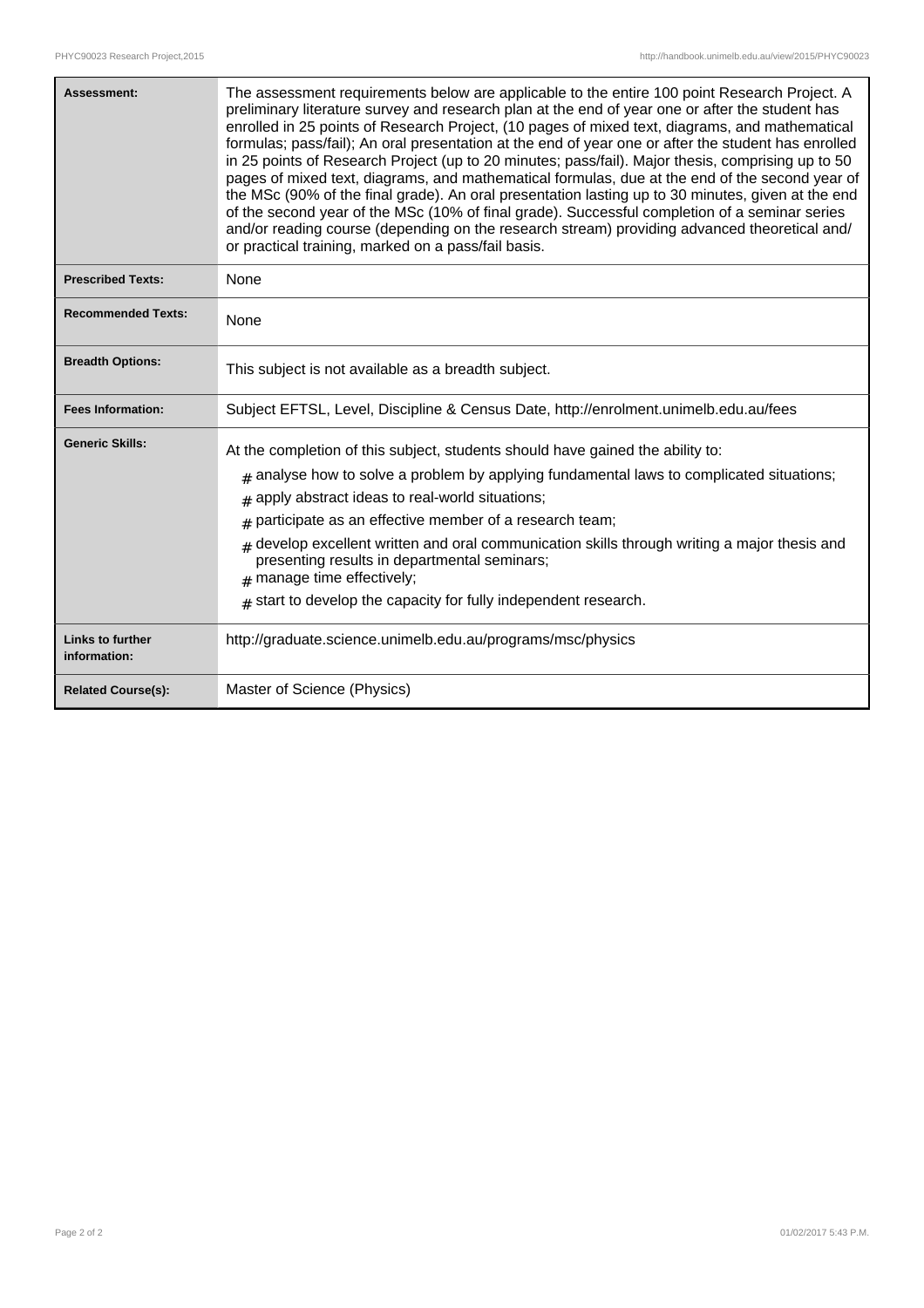| | |
|---|---|
| **Assessment:** | The assessment requirements below are applicable to the entire 100 point Research Project. A preliminary literature survey and research plan at the end of year one or after the student has enrolled in 25 points of Research Project, (10 pages of mixed text, diagrams, and mathematical formulas; pass/fail); An oral presentation at the end of year one or after the student has enrolled in 25 points of Research Project (up to 20 minutes; pass/fail). Major thesis, comprising up to 50 pages of mixed text, diagrams, and mathematical formulas, due at the end of the second year of the MSc (90% of the final grade). An oral presentation lasting up to 30 minutes, given at the end of the second year of the MSc (10% of final grade). Successful completion of a seminar series and/or reading course (depending on the research stream) providing advanced theoretical and/ or practical training, marked on a pass/fail basis. |
| **Prescribed Texts:** | None |
| **Recommended Texts:** | None |
| **Breadth Options:** | This subject is not available as a breadth subject. |
| **Fees Information:** | Subject EFTSL, Level, Discipline & Census Date, http://enrolment.unimelb.edu.au/fees |
| **Generic Skills:** | At the completion of this subject, students should have gained the ability to:<br># analyse how to solve a problem by applying fundamental laws to complicated situations;<br># apply abstract ideas to real-world situations;<br># participate as an effective member of a research team;<br># develop excellent written and oral communication skills through writing a major thesis and presenting results in departmental seminars;<br># manage time effectively;<br># start to develop the capacity for fully independent research. |
| **Links to further information:** | http://graduate.science.unimelb.edu.au/programs/msc/physics |
| **Related Course(s):** | Master of Science (Physics) |